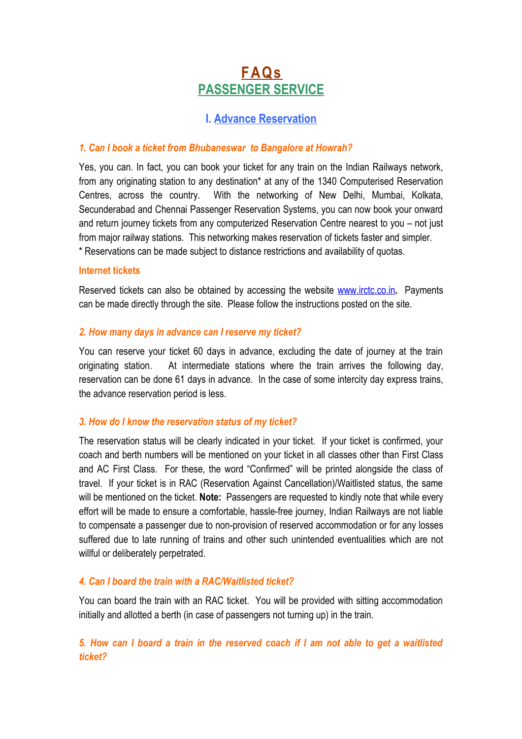# FAQs
## PASSENGER SERVICE

### I. Advance Reservation

***1. Can I book a ticket from Bhubaneswar to Bangalore at Howrah?***

Yes, you can. In fact, you can book your ticket for any train on the Indian Railways network, from any originating station to any destination* at any of the 1340 Computerised Reservation Centres, across the country. With the networking of New Delhi, Mumbai, Kolkata, Secunderabad and Chennai Passenger Reservation Systems, you can now book your onward and return journey tickets from any computerized Reservation Centre nearest to you – not just from major railway stations. This networking makes reservation of tickets faster and simpler.
* Reservations can be made subject to distance restrictions and availability of quotas.

**Internet tickets**

Reserved tickets can also be obtained by accessing the website www.irctc.co.in**.** Payments can be made directly through the site. Please follow the instructions posted on the site.

***2. How many days in advance can I reserve my ticket?***

You can reserve your ticket 60 days in advance, excluding the date of journey at the train originating station. At intermediate stations where the train arrives the following day, reservation can be done 61 days in advance. In the case of some intercity day express trains, the advance reservation period is less.

***3. How do I know the reservation status of my ticket?***

The reservation status will be clearly indicated in your ticket. If your ticket is confirmed, your coach and berth numbers will be mentioned on your ticket in all classes other than First Class and AC First Class. For these, the word "Confirmed" will be printed alongside the class of travel. If your ticket is in RAC (Reservation Against Cancellation)/Waitlisted status, the same will be mentioned on the ticket. **Note:** Passengers are requested to kindly note that while every effort will be made to ensure a comfortable, hassle-free journey, Indian Railways are not liable to compensate a passenger due to non-provision of reserved accommodation or for any losses suffered due to late running of trains and other such unintended eventualities which are not willful or deliberately perpetrated.

***4. Can I board the train with a RAC/Waitlisted ticket?***

You can board the train with an RAC ticket. You will be provided with sitting accommodation initially and allotted a berth (in case of passengers not turning up) in the train.

***5. How can I board a train in the reserved coach if I am not able to get a waitlisted ticket?***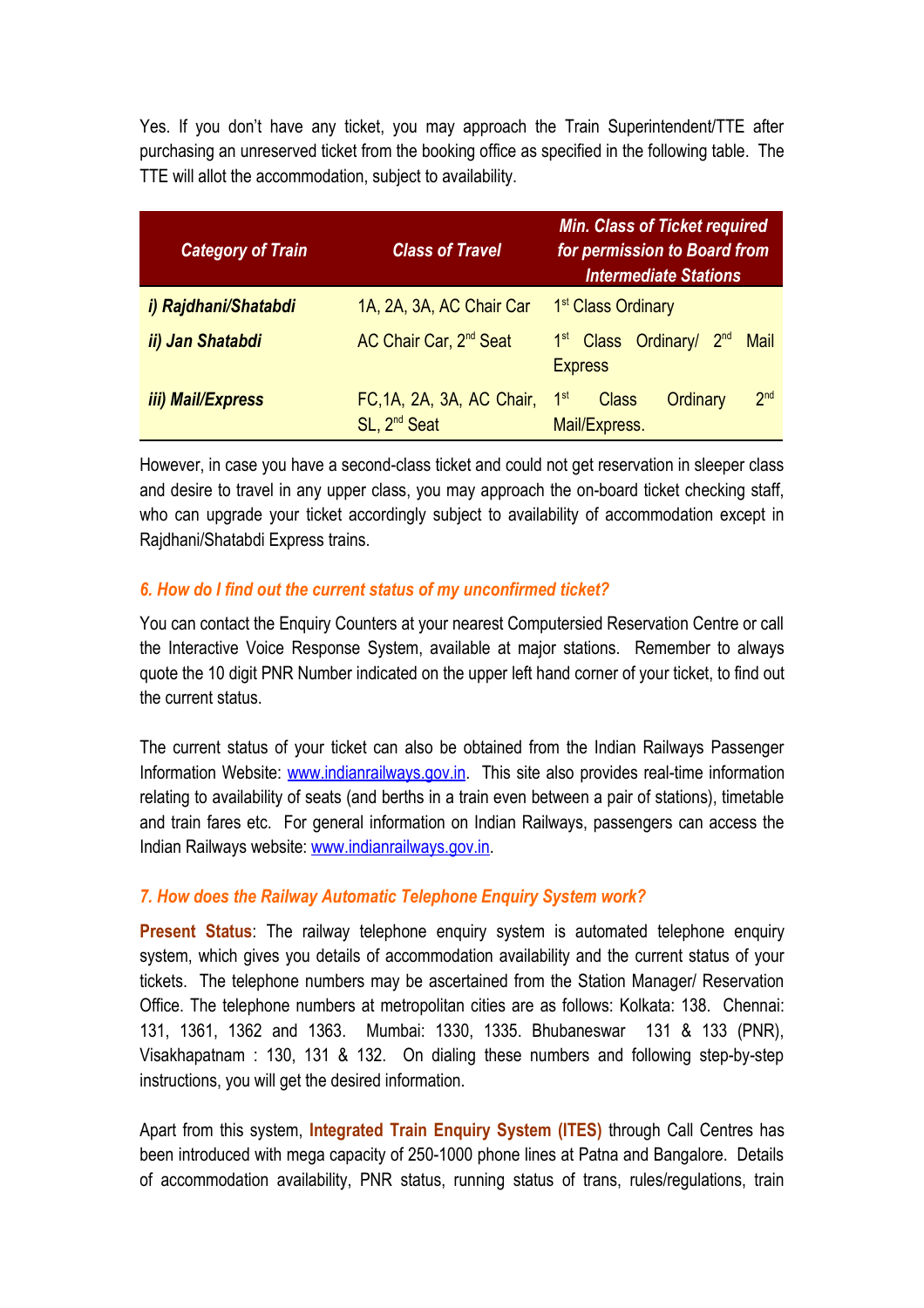Yes. If you don't have any ticket, you may approach the Train Superintendent/TTE after purchasing an unreserved ticket from the booking office as specified in the following table. The TTE will allot the accommodation, subject to availability.

| *Category of Train* | *Class of Travel* | *Min. Class of Ticket required for permission to Board from Intermediate Stations* |
|---|---|---|
| ***i) Rajdhani/Shatabdi*** | 1A, 2A, 3A, AC Chair Car | 1st Class Ordinary |
| ***ii) Jan Shatabdi*** | AC Chair Car, 2nd Seat | 1st Class Ordinary/ 2nd Mail Express |
| ***iii) Mail/Express*** | FC,1A, 2A, 3A, AC Chair, SL, 2nd Seat | 1st Class Ordinary 2nd Mail/Express. |

However, in case you have a second-class ticket and could not get reservation in sleeper class and desire to travel in any upper class, you may approach the on-board ticket checking staff, who can upgrade your ticket accordingly subject to availability of accommodation except in Rajdhani/Shatabdi Express trains.

### *6. How do I find out the current status of my unconfirmed ticket?*

You can contact the Enquiry Counters at your nearest Computersied Reservation Centre or call the Interactive Voice Response System, available at major stations. Remember to always quote the 10 digit PNR Number indicated on the upper left hand corner of your ticket, to find out the current status.

The current status of your ticket can also be obtained from the Indian Railways Passenger Information Website: www.indianrailways.gov.in. This site also provides real-time information relating to availability of seats (and berths in a train even between a pair of stations), timetable and train fares etc. For general information on Indian Railways, passengers can access the Indian Railways website: www.indianrailways.gov.in.

### *7. How does the Railway Automatic Telephone Enquiry System work?*

**Present Status**: The railway telephone enquiry system is automated telephone enquiry system, which gives you details of accommodation availability and the current status of your tickets. The telephone numbers may be ascertained from the Station Manager/ Reservation Office. The telephone numbers at metropolitan cities are as follows: Kolkata: 138. Chennai: 131, 1361, 1362 and 1363. Mumbai: 1330, 1335. Bhubaneswar 131 & 133 (PNR), Visakhapatnam : 130, 131 & 132. On dialing these numbers and following step-by-step instructions, you will get the desired information.

Apart from this system, **Integrated Train Enquiry System (ITES)** through Call Centres has been introduced with mega capacity of 250-1000 phone lines at Patna and Bangalore. Details of accommodation availability, PNR status, running status of trans, rules/regulations, train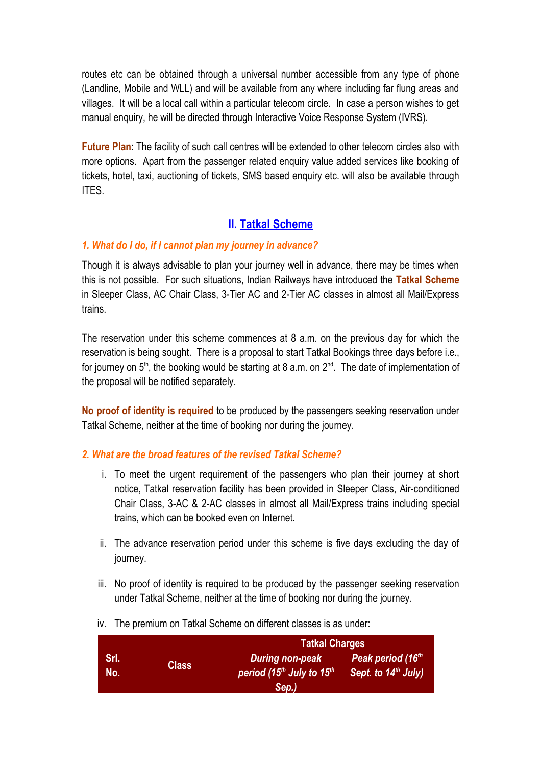routes etc can be obtained through a universal number accessible from any type of phone (Landline, Mobile and WLL) and will be available from any where including far flung areas and villages. It will be a local call within a particular telecom circle. In case a person wishes to get manual enquiry, he will be directed through Interactive Voice Response System (IVRS).

**Future Plan**: The facility of such call centres will be extended to other telecom circles also with more options. Apart from the passenger related enquiry value added services like booking of tickets, hotel, taxi, auctioning of tickets, SMS based enquiry etc. will also be available through ITES.

## II. Tatkal Scheme

### *1. What do I do, if I cannot plan my journey in advance?*

Though it is always advisable to plan your journey well in advance, there may be times when this is not possible. For such situations, Indian Railways have introduced the **Tatkal Scheme** in Sleeper Class, AC Chair Class, 3-Tier AC and 2-Tier AC classes in almost all Mail/Express trains.

The reservation under this scheme commences at 8 a.m. on the previous day for which the reservation is being sought. There is a proposal to start Tatkal Bookings three days before i.e., for journey on 5th, the booking would be starting at 8 a.m. on 2nd. The date of implementation of the proposal will be notified separately.

**No proof of identity is required** to be produced by the passengers seeking reservation under Tatkal Scheme, neither at the time of booking nor during the journey.

### *2. What are the broad features of the revised Tatkal Scheme?*

i. To meet the urgent requirement of the passengers who plan their journey at short notice, Tatkal reservation facility has been provided in Sleeper Class, Air-conditioned Chair Class, 3-AC & 2-AC classes in almost all Mail/Express trains including special trains, which can be booked even on Internet.

ii. The advance reservation period under this scheme is five days excluding the day of journey.

iii. No proof of identity is required to be produced by the passenger seeking reservation under Tatkal Scheme, neither at the time of booking nor during the journey.

iv. The premium on Tatkal Scheme on different classes is as under:

| Srl. No. | Class | Tatkal Charges | |
|---|---|---|---|
| | | *During non-peak period (15th July to 15th Sep.)* | *Peak period (16th Sept. to 14th July)* |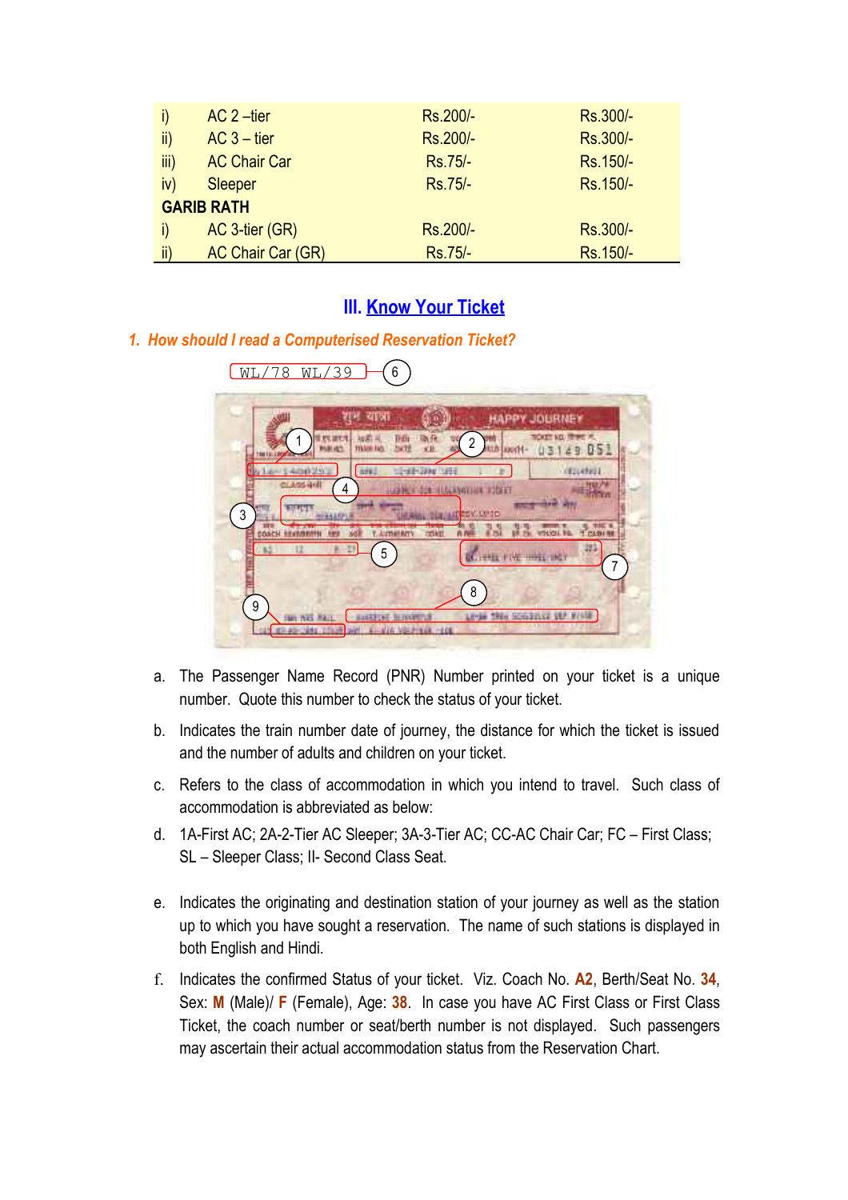| | | | |
|---|---|---|---|
| i) | AC 2 –tier | Rs.200/- | Rs.300/- |
| ii) | AC 3 – tier | Rs.200/- | Rs.300/- |
| iii) | AC Chair Car | Rs.75/- | Rs.150/- |
| iv) | Sleeper | Rs.75/- | Rs.150/- |
| **GARIB RATH** | | | |
| i) | AC 3-tier (GR) | Rs.200/- | Rs.300/- |
| ii) | AC Chair Car (GR) | Rs.75/- | Rs.150/- |

## III. Know Your Ticket

### *1. How should I read a Computerised Reservation Ticket?*

a. The Passenger Name Record (PNR) Number printed on your ticket is a unique number. Quote this number to check the status of your ticket.

b. Indicates the train number date of journey, the distance for which the ticket is issued and the number of adults and children on your ticket.

c. Refers to the class of accommodation in which you intend to travel. Such class of accommodation is abbreviated as below:

d. 1A-First AC; 2A-2-Tier AC Sleeper; 3A-3-Tier AC; CC-AC Chair Car; FC – First Class; SL – Sleeper Class; II- Second Class Seat.

e. Indicates the originating and destination station of your journey as well as the station up to which you have sought a reservation. The name of such stations is displayed in both English and Hindi.

f. Indicates the confirmed Status of your ticket. Viz. Coach No. **A2**, Berth/Seat No. **34**, Sex: **M** (Male)/ **F** (Female), Age: **38**. In case you have AC First Class or First Class Ticket, the coach number or seat/berth number is not displayed. Such passengers may ascertain their actual accommodation status from the Reservation Chart.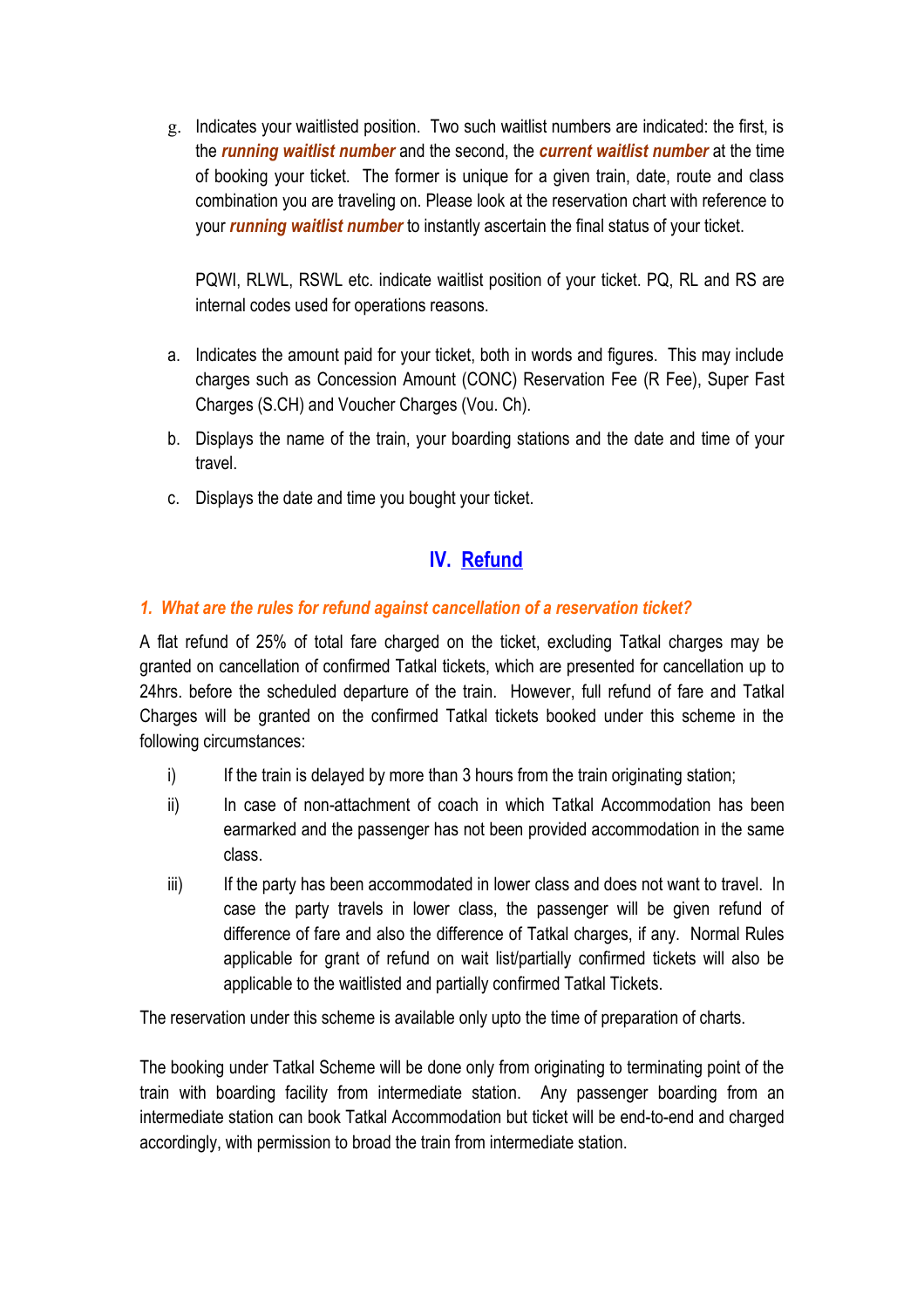g. Indicates your waitlisted position. Two such waitlist numbers are indicated: the first, is the ***running waitlist number*** and the second, the ***current waitlist number*** at the time of booking your ticket. The former is unique for a given train, date, route and class combination you are traveling on. Please look at the reservation chart with reference to your ***running waitlist number*** to instantly ascertain the final status of your ticket.

   PQWI, RLWL, RSWL etc. indicate waitlist position of your ticket. PQ, RL and RS are internal codes used for operations reasons.

a. Indicates the amount paid for your ticket, both in words and figures. This may include charges such as Concession Amount (CONC) Reservation Fee (R Fee), Super Fast Charges (S.CH) and Voucher Charges (Vou. Ch).

b. Displays the name of the train, your boarding stations and the date and time of your travel.

c. Displays the date and time you bought your ticket.

## IV. Refund

### *1. What are the rules for refund against cancellation of a reservation ticket?*

A flat refund of 25% of total fare charged on the ticket, excluding Tatkal charges may be granted on cancellation of confirmed Tatkal tickets, which are presented for cancellation up to 24hrs. before the scheduled departure of the train. However, full refund of fare and Tatkal Charges will be granted on the confirmed Tatkal tickets booked under this scheme in the following circumstances:

i) If the train is delayed by more than 3 hours from the train originating station;

ii) In case of non-attachment of coach in which Tatkal Accommodation has been earmarked and the passenger has not been provided accommodation in the same class.

iii) If the party has been accommodated in lower class and does not want to travel. In case the party travels in lower class, the passenger will be given refund of difference of fare and also the difference of Tatkal charges, if any. Normal Rules applicable for grant of refund on wait list/partially confirmed tickets will also be applicable to the waitlisted and partially confirmed Tatkal Tickets.

The reservation under this scheme is available only upto the time of preparation of charts.

The booking under Tatkal Scheme will be done only from originating to terminating point of the train with boarding facility from intermediate station. Any passenger boarding from an intermediate station can book Tatkal Accommodation but ticket will be end-to-end and charged accordingly, with permission to broad the train from intermediate station.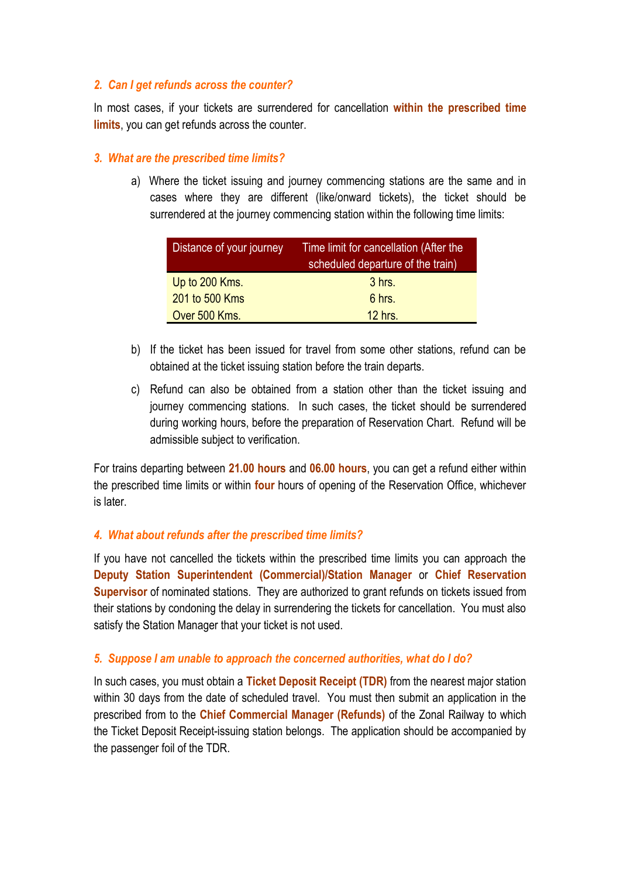### *2. Can I get refunds across the counter?*

In most cases, if your tickets are surrendered for cancellation **within the prescribed time limits**, you can get refunds across the counter.

### *3. What are the prescribed time limits?*

a) Where the ticket issuing and journey commencing stations are the same and in cases where they are different (like/onward tickets), the ticket should be surrendered at the journey commencing station within the following time limits:

| Distance of your journey | Time limit for cancellation (After the scheduled departure of the train) |
|---|---|
| Up to 200 Kms. | 3 hrs. |
| 201 to 500 Kms | 6 hrs. |
| Over 500 Kms. | 12 hrs. |

b) If the ticket has been issued for travel from some other stations, refund can be obtained at the ticket issuing station before the train departs.

c) Refund can also be obtained from a station other than the ticket issuing and journey commencing stations. In such cases, the ticket should be surrendered during working hours, before the preparation of Reservation Chart. Refund will be admissible subject to verification.

For trains departing between **21.00 hours** and **06.00 hours**, you can get a refund either within the prescribed time limits or within **four** hours of opening of the Reservation Office, whichever is later.

### *4. What about refunds after the prescribed time limits?*

If you have not cancelled the tickets within the prescribed time limits you can approach the **Deputy Station Superintendent (Commercial)/Station Manager** or **Chief Reservation Supervisor** of nominated stations. They are authorized to grant refunds on tickets issued from their stations by condoning the delay in surrendering the tickets for cancellation. You must also satisfy the Station Manager that your ticket is not used.

### *5. Suppose I am unable to approach the concerned authorities, what do I do?*

In such cases, you must obtain a **Ticket Deposit Receipt (TDR)** from the nearest major station within 30 days from the date of scheduled travel. You must then submit an application in the prescribed from to the **Chief Commercial Manager (Refunds)** of the Zonal Railway to which the Ticket Deposit Receipt-issuing station belongs. The application should be accompanied by the passenger foil of the TDR.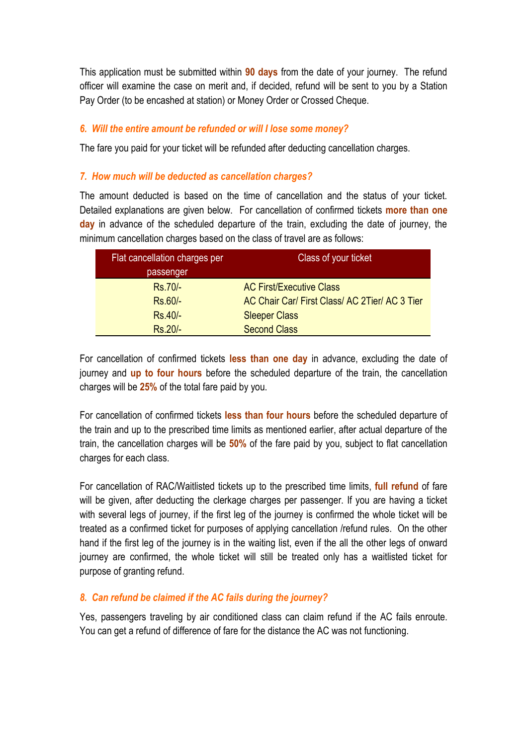This application must be submitted within **90 days** from the date of your journey. The refund officer will examine the case on merit and, if decided, refund will be sent to you by a Station Pay Order (to be encashed at station) or Money Order or Crossed Cheque.

### *6. Will the entire amount be refunded or will I lose some money?*

The fare you paid for your ticket will be refunded after deducting cancellation charges.

### *7. How much will be deducted as cancellation charges?*

The amount deducted is based on the time of cancellation and the status of your ticket. Detailed explanations are given below. For cancellation of confirmed tickets **more than one day** in advance of the scheduled departure of the train, excluding the date of journey, the minimum cancellation charges based on the class of travel are as follows:

| Flat cancellation charges per passenger | Class of your ticket |
|---|---|
| Rs.70/- | AC First/Executive Class |
| Rs.60/- | AC Chair Car/ First Class/ AC 2Tier/ AC 3 Tier |
| Rs.40/- | Sleeper Class |
| Rs.20/- | Second Class |

For cancellation of confirmed tickets **less than one day** in advance, excluding the date of journey and **up to four hours** before the scheduled departure of the train, the cancellation charges will be **25%** of the total fare paid by you.

For cancellation of confirmed tickets **less than four hours** before the scheduled departure of the train and up to the prescribed time limits as mentioned earlier, after actual departure of the train, the cancellation charges will be **50%** of the fare paid by you, subject to flat cancellation charges for each class.

For cancellation of RAC/Waitlisted tickets up to the prescribed time limits, **full refund** of fare will be given, after deducting the clerkage charges per passenger. If you are having a ticket with several legs of journey, if the first leg of the journey is confirmed the whole ticket will be treated as a confirmed ticket for purposes of applying cancellation /refund rules. On the other hand if the first leg of the journey is in the waiting list, even if the all the other legs of onward journey are confirmed, the whole ticket will still be treated only has a waitlisted ticket for purpose of granting refund.

### *8. Can refund be claimed if the AC fails during the journey?*

Yes, passengers traveling by air conditioned class can claim refund if the AC fails enroute. You can get a refund of difference of fare for the distance the AC was not functioning.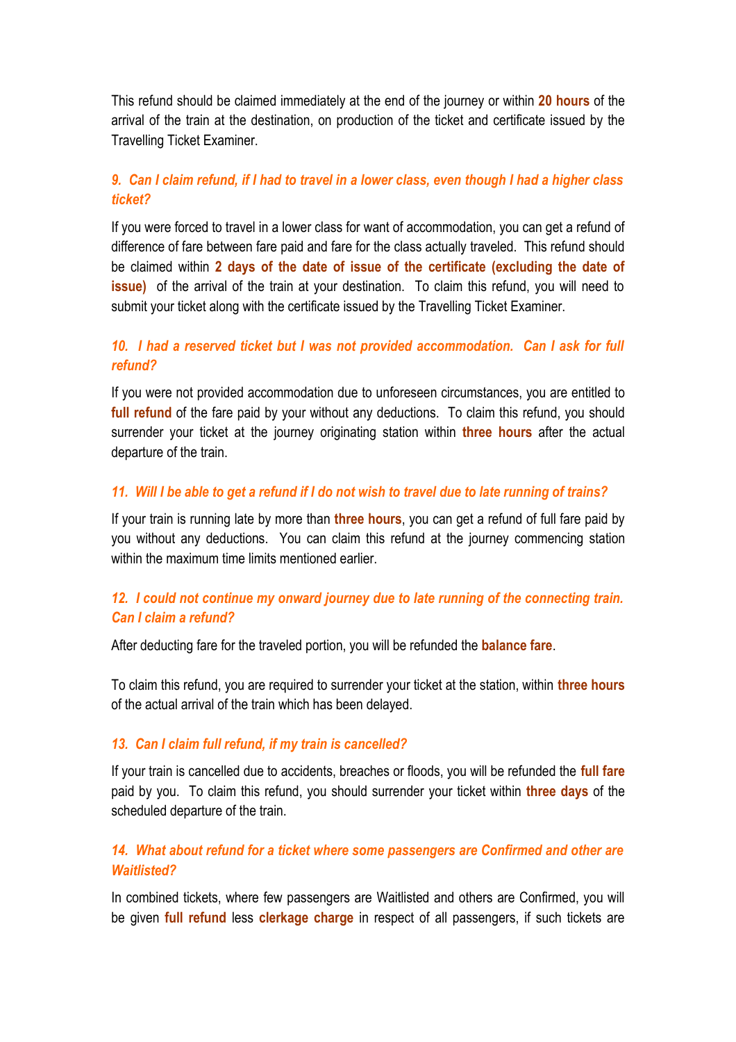This refund should be claimed immediately at the end of the journey or within **20 hours** of the arrival of the train at the destination, on production of the ticket and certificate issued by the Travelling Ticket Examiner.

### *9. Can I claim refund, if I had to travel in a lower class, even though I had a higher class ticket?*

If you were forced to travel in a lower class for want of accommodation, you can get a refund of difference of fare between fare paid and fare for the class actually traveled. This refund should be claimed within **2 days of the date of issue of the certificate (excluding the date of issue)** of the arrival of the train at your destination. To claim this refund, you will need to submit your ticket along with the certificate issued by the Travelling Ticket Examiner.

### *10. I had a reserved ticket but I was not provided accommodation. Can I ask for full refund?*

If you were not provided accommodation due to unforeseen circumstances, you are entitled to **full refund** of the fare paid by your without any deductions. To claim this refund, you should surrender your ticket at the journey originating station within **three hours** after the actual departure of the train.

### *11. Will I be able to get a refund if I do not wish to travel due to late running of trains?*

If your train is running late by more than **three hours**, you can get a refund of full fare paid by you without any deductions. You can claim this refund at the journey commencing station within the maximum time limits mentioned earlier.

### *12. I could not continue my onward journey due to late running of the connecting train. Can I claim a refund?*

After deducting fare for the traveled portion, you will be refunded the **balance fare**.

To claim this refund, you are required to surrender your ticket at the station, within **three hours** of the actual arrival of the train which has been delayed.

### *13. Can I claim full refund, if my train is cancelled?*

If your train is cancelled due to accidents, breaches or floods, you will be refunded the **full fare** paid by you. To claim this refund, you should surrender your ticket within **three days** of the scheduled departure of the train.

### *14. What about refund for a ticket where some passengers are Confirmed and other are Waitlisted?*

In combined tickets, where few passengers are Waitlisted and others are Confirmed, you will be given **full refund** less **clerkage charge** in respect of all passengers, if such tickets are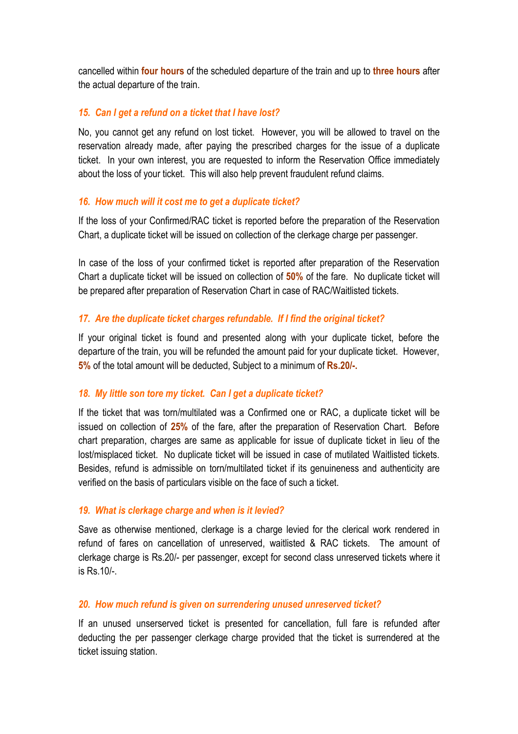cancelled within **four hours** of the scheduled departure of the train and up to **three hours** after the actual departure of the train.

### *15. Can I get a refund on a ticket that I have lost?*

No, you cannot get any refund on lost ticket. However, you will be allowed to travel on the reservation already made, after paying the prescribed charges for the issue of a duplicate ticket. In your own interest, you are requested to inform the Reservation Office immediately about the loss of your ticket. This will also help prevent fraudulent refund claims.

### *16. How much will it cost me to get a duplicate ticket?*

If the loss of your Confirmed/RAC ticket is reported before the preparation of the Reservation Chart, a duplicate ticket will be issued on collection of the clerkage charge per passenger.

In case of the loss of your confirmed ticket is reported after preparation of the Reservation Chart a duplicate ticket will be issued on collection of **50%** of the fare. No duplicate ticket will be prepared after preparation of Reservation Chart in case of RAC/Waitlisted tickets.

### *17. Are the duplicate ticket charges refundable. If I find the original ticket?*

If your original ticket is found and presented along with your duplicate ticket, before the departure of the train, you will be refunded the amount paid for your duplicate ticket. However, **5%** of the total amount will be deducted, Subject to a minimum of **Rs.20/-.**

### *18. My little son tore my ticket. Can I get a duplicate ticket?*

If the ticket that was torn/multilated was a Confirmed one or RAC, a duplicate ticket will be issued on collection of **25%** of the fare, after the preparation of Reservation Chart. Before chart preparation, charges are same as applicable for issue of duplicate ticket in lieu of the lost/misplaced ticket. No duplicate ticket will be issued in case of mutilated Waitlisted tickets. Besides, refund is admissible on torn/multilated ticket if its genuineness and authenticity are verified on the basis of particulars visible on the face of such a ticket.

### *19. What is clerkage charge and when is it levied?*

Save as otherwise mentioned, clerkage is a charge levied for the clerical work rendered in refund of fares on cancellation of unreserved, waitlisted & RAC tickets. The amount of clerkage charge is Rs.20/- per passenger, except for second class unreserved tickets where it is Rs.10/-.

### *20. How much refund is given on surrendering unused unreserved ticket?*

If an unused unserserved ticket is presented for cancellation, full fare is refunded after deducting the per passenger clerkage charge provided that the ticket is surrendered at the ticket issuing station.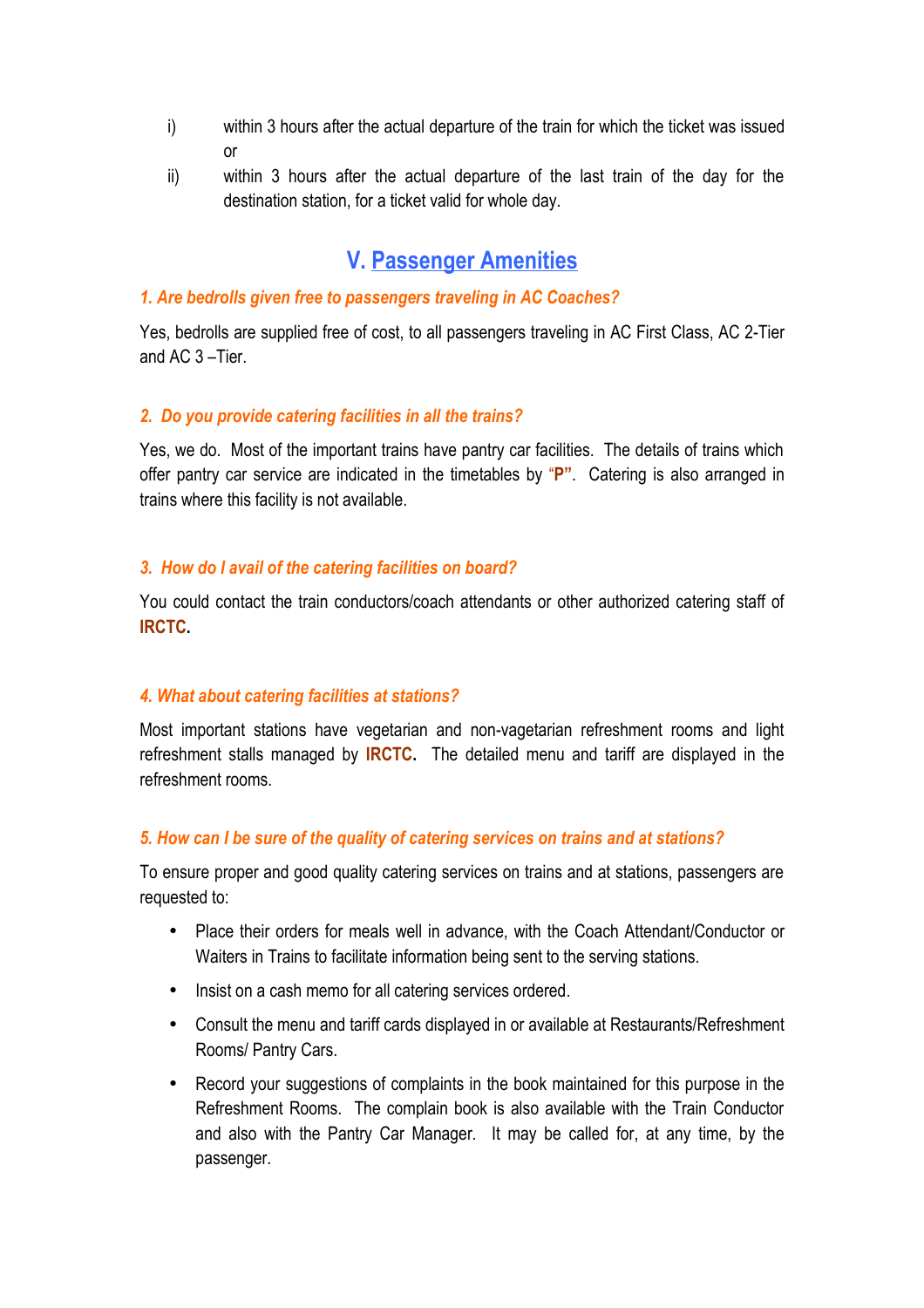i) within 3 hours after the actual departure of the train for which the ticket was issued or

ii) within 3 hours after the actual departure of the last train of the day for the destination station, for a ticket valid for whole day.

## V. Passenger Amenities

### *1. Are bedrolls given free to passengers traveling in AC Coaches?*

Yes, bedrolls are supplied free of cost, to all passengers traveling in AC First Class, AC 2-Tier and AC 3 –Tier.

### *2. Do you provide catering facilities in all the trains?*

Yes, we do. Most of the important trains have pantry car facilities. The details of trains which offer pantry car service are indicated in the timetables by "**P"**. Catering is also arranged in trains where this facility is not available.

### *3. How do I avail of the catering facilities on board?*

You could contact the train conductors/coach attendants or other authorized catering staff of **IRCTC**.

### *4. What about catering facilities at stations?*

Most important stations have vegetarian and non-vagetarian refreshment rooms and light refreshment stalls managed by **IRCTC.** The detailed menu and tariff are displayed in the refreshment rooms.

### *5. How can I be sure of the quality of catering services on trains and at stations?*

To ensure proper and good quality catering services on trains and at stations, passengers are requested to:

- Place their orders for meals well in advance, with the Coach Attendant/Conductor or Waiters in Trains to facilitate information being sent to the serving stations.
- Insist on a cash memo for all catering services ordered.
- Consult the menu and tariff cards displayed in or available at Restaurants/Refreshment Rooms/ Pantry Cars.
- Record your suggestions of complaints in the book maintained for this purpose in the Refreshment Rooms. The complain book is also available with the Train Conductor and also with the Pantry Car Manager. It may be called for, at any time, by the passenger.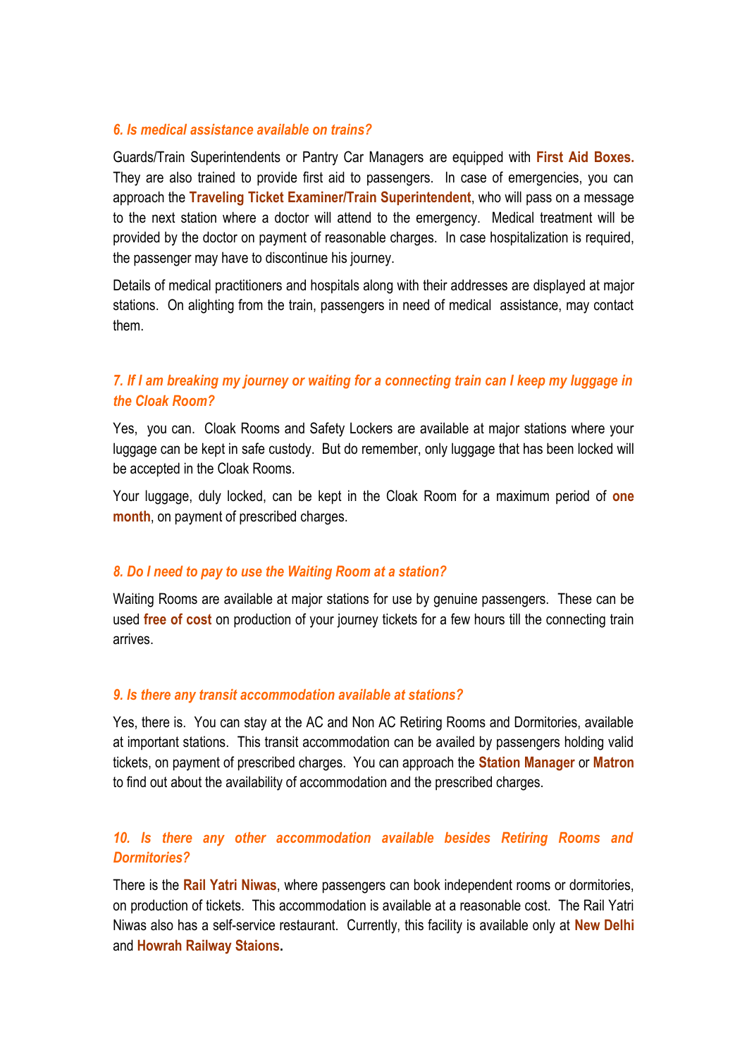### *6. Is medical assistance available on trains?*

Guards/Train Superintendents or Pantry Car Managers are equipped with **First Aid Boxes.** They are also trained to provide first aid to passengers. In case of emergencies, you can approach the **Traveling Ticket Examiner/Train Superintendent**, who will pass on a message to the next station where a doctor will attend to the emergency. Medical treatment will be provided by the doctor on payment of reasonable charges. In case hospitalization is required, the passenger may have to discontinue his journey.

Details of medical practitioners and hospitals along with their addresses are displayed at major stations. On alighting from the train, passengers in need of medical assistance, may contact them.

### *7. If I am breaking my journey or waiting for a connecting train can I keep my luggage in the Cloak Room?*

Yes, you can. Cloak Rooms and Safety Lockers are available at major stations where your luggage can be kept in safe custody. But do remember, only luggage that has been locked will be accepted in the Cloak Rooms.

Your luggage, duly locked, can be kept in the Cloak Room for a maximum period of **one month**, on payment of prescribed charges.

### *8. Do I need to pay to use the Waiting Room at a station?*

Waiting Rooms are available at major stations for use by genuine passengers. These can be used **free of cost** on production of your journey tickets for a few hours till the connecting train arrives.

### *9. Is there any transit accommodation available at stations?*

Yes, there is. You can stay at the AC and Non AC Retiring Rooms and Dormitories, available at important stations. This transit accommodation can be availed by passengers holding valid tickets, on payment of prescribed charges. You can approach the **Station Manager** or **Matron** to find out about the availability of accommodation and the prescribed charges.

### *10. Is there any other accommodation available besides Retiring Rooms and Dormitories?*

There is the **Rail Yatri Niwas**, where passengers can book independent rooms or dormitories, on production of tickets. This accommodation is available at a reasonable cost. The Rail Yatri Niwas also has a self-service restaurant. Currently, this facility is available only at **New Delhi** and **Howrah Railway Staions.**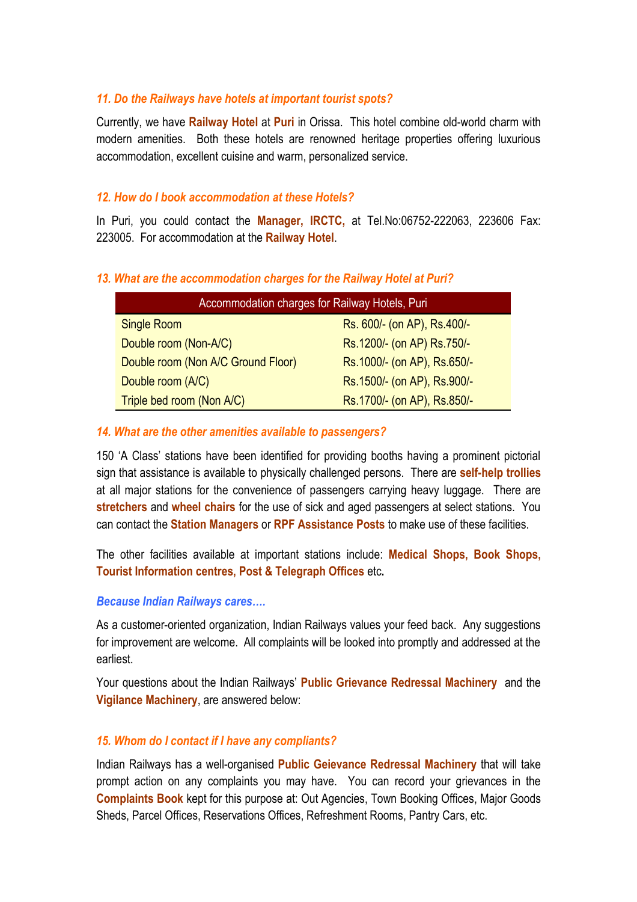### *11. Do the Railways have hotels at important tourist spots?*

Currently, we have **Railway Hotel** at **Puri** in Orissa. This hotel combine old-world charm with modern amenities. Both these hotels are renowned heritage properties offering luxurious accommodation, excellent cuisine and warm, personalized service.

### *12. How do I book accommodation at these Hotels?*

In Puri, you could contact the **Manager, IRCTC,** at Tel.No:06752-222063, 223606 Fax: 223005. For accommodation at the **Railway Hotel**.

### *13. What are the accommodation charges for the Railway Hotel at Puri?*

| Accommodation charges for Railway Hotels, Puri | |
|---|---|
| Single Room | Rs. 600/- (on AP), Rs.400/- |
| Double room (Non-A/C) | Rs.1200/- (on AP) Rs.750/- |
| Double room (Non A/C Ground Floor) | Rs.1000/- (on AP), Rs.650/- |
| Double room (A/C) | Rs.1500/- (on AP), Rs.900/- |
| Triple bed room (Non A/C) | Rs.1700/- (on AP), Rs.850/- |

### *14. What are the other amenities available to passengers?*

150 'A Class' stations have been identified for providing booths having a prominent pictorial sign that assistance is available to physically challenged persons. There are **self-help trollies** at all major stations for the convenience of passengers carrying heavy luggage. There are **stretchers** and **wheel chairs** for the use of sick and aged passengers at select stations. You can contact the **Station Managers** or **RPF Assistance Posts** to make use of these facilities.

The other facilities available at important stations include: **Medical Shops, Book Shops, Tourist Information centres, Post & Telegraph Offices** etc**.**

### *Because Indian Railways cares….*

As a customer-oriented organization, Indian Railways values your feed back. Any suggestions for improvement are welcome. All complaints will be looked into promptly and addressed at the earliest.

Your questions about the Indian Railways' **Public Grievance Redressal Machinery** and the **Vigilance Machinery**, are answered below:

### *15. Whom do I contact if I have any compliants?*

Indian Railways has a well-organised **Public Geievance Redressal Machinery** that will take prompt action on any complaints you may have. You can record your grievances in the **Complaints Book** kept for this purpose at: Out Agencies, Town Booking Offices, Major Goods Sheds, Parcel Offices, Reservations Offices, Refreshment Rooms, Pantry Cars, etc.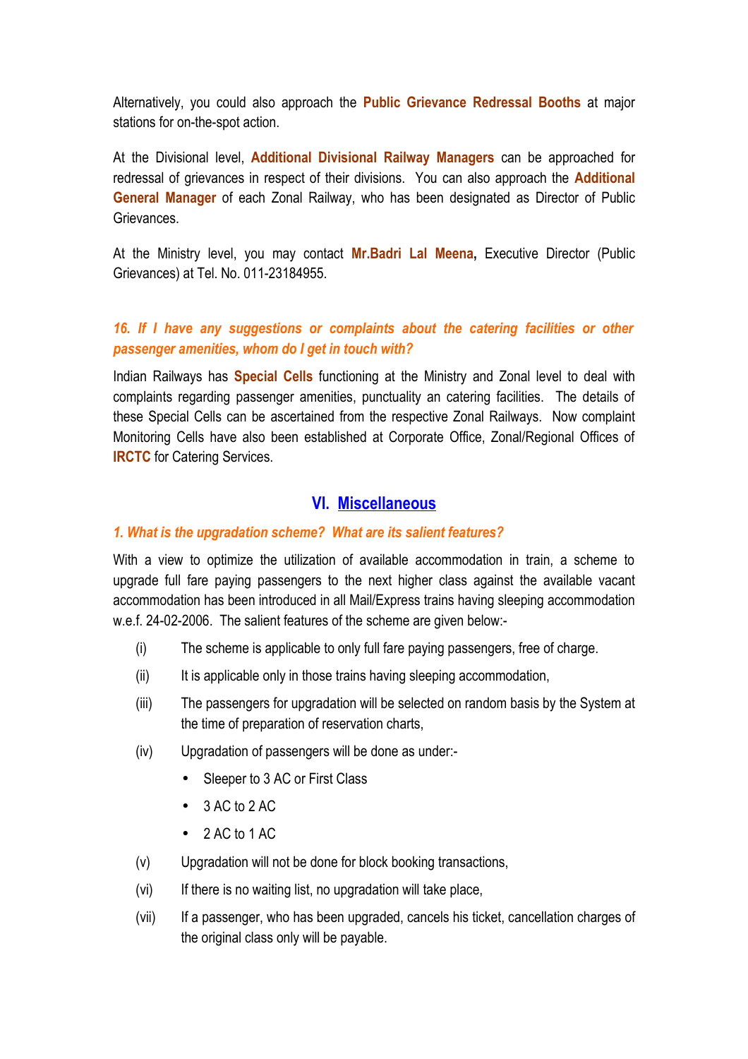Alternatively, you could also approach the **Public Grievance Redressal Booths** at major stations for on-the-spot action.

At the Divisional level, **Additional Divisional Railway Managers** can be approached for redressal of grievances in respect of their divisions. You can also approach the **Additional General Manager** of each Zonal Railway, who has been designated as Director of Public Grievances.

At the Ministry level, you may contact **Mr.Badri Lal Meena,** Executive Director (Public Grievances) at Tel. No. 011-23184955.

***16. If I have any suggestions or complaints about the catering facilities or other passenger amenities, whom do I get in touch with?***

Indian Railways has **Special Cells** functioning at the Ministry and Zonal level to deal with complaints regarding passenger amenities, punctuality an catering facilities. The details of these Special Cells can be ascertained from the respective Zonal Railways. Now complaint Monitoring Cells have also been established at Corporate Office, Zonal/Regional Offices of **IRCTC** for Catering Services.

## VI. Miscellaneous

***1. What is the upgradation scheme? What are its salient features?***

With a view to optimize the utilization of available accommodation in train, a scheme to upgrade full fare paying passengers to the next higher class against the available vacant accommodation has been introduced in all Mail/Express trains having sleeping accommodation w.e.f. 24-02-2006. The salient features of the scheme are given below:-

(i) The scheme is applicable to only full fare paying passengers, free of charge.

(ii) It is applicable only in those trains having sleeping accommodation,

(iii) The passengers for upgradation will be selected on random basis by the System at the time of preparation of reservation charts,

(iv) Upgradation of passengers will be done as under:-

- Sleeper to 3 AC or First Class
- 3 AC to 2 AC
- 2 AC to 1 AC

(v) Upgradation will not be done for block booking transactions,

(vi) If there is no waiting list, no upgradation will take place,

(vii) If a passenger, who has been upgraded, cancels his ticket, cancellation charges of the original class only will be payable.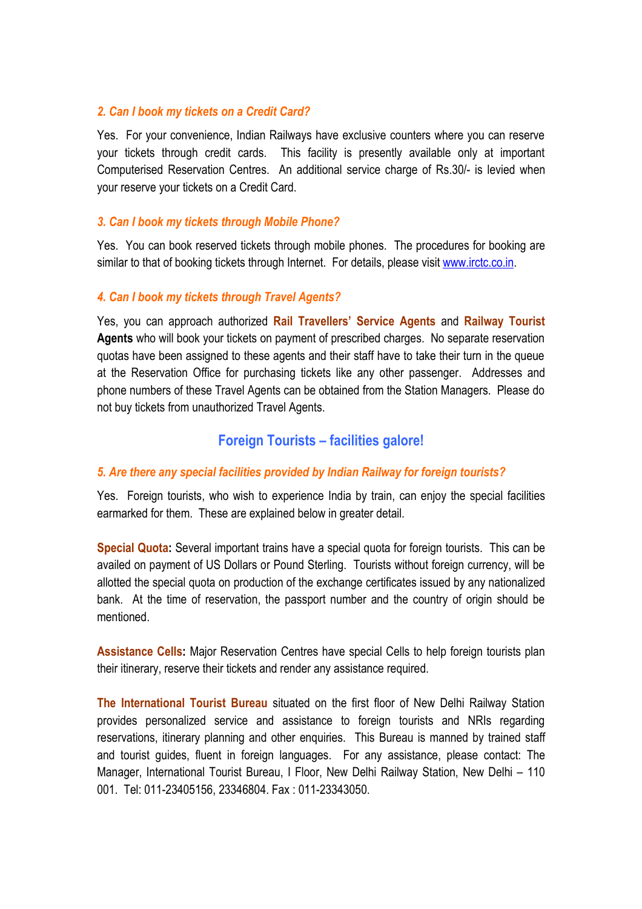### *2. Can I book my tickets on a Credit Card?*

Yes. For your convenience, Indian Railways have exclusive counters where you can reserve your tickets through credit cards. This facility is presently available only at important Computerised Reservation Centres. An additional service charge of Rs.30/- is levied when your reserve your tickets on a Credit Card.

### *3. Can I book my tickets through Mobile Phone?*

Yes. You can book reserved tickets through mobile phones. The procedures for booking are similar to that of booking tickets through Internet. For details, please visit www.irctc.co.in.

### *4. Can I book my tickets through Travel Agents?*

Yes, you can approach authorized **Rail Travellers' Service Agents** and **Railway Tourist Agents** who will book your tickets on payment of prescribed charges. No separate reservation quotas have been assigned to these agents and their staff have to take their turn in the queue at the Reservation Office for purchasing tickets like any other passenger. Addresses and phone numbers of these Travel Agents can be obtained from the Station Managers. Please do not buy tickets from unauthorized Travel Agents.

## Foreign Tourists – facilities galore!

### *5. Are there any special facilities provided by Indian Railway for foreign tourists?*

Yes. Foreign tourists, who wish to experience India by train, can enjoy the special facilities earmarked for them. These are explained below in greater detail.

**Special Quota:** Several important trains have a special quota for foreign tourists. This can be availed on payment of US Dollars or Pound Sterling. Tourists without foreign currency, will be allotted the special quota on production of the exchange certificates issued by any nationalized bank. At the time of reservation, the passport number and the country of origin should be mentioned.

**Assistance Cells:** Major Reservation Centres have special Cells to help foreign tourists plan their itinerary, reserve their tickets and render any assistance required.

**The International Tourist Bureau** situated on the first floor of New Delhi Railway Station provides personalized service and assistance to foreign tourists and NRIs regarding reservations, itinerary planning and other enquiries. This Bureau is manned by trained staff and tourist guides, fluent in foreign languages. For any assistance, please contact: The Manager, International Tourist Bureau, I Floor, New Delhi Railway Station, New Delhi – 110 001. Tel: 011-23405156, 23346804. Fax : 011-23343050.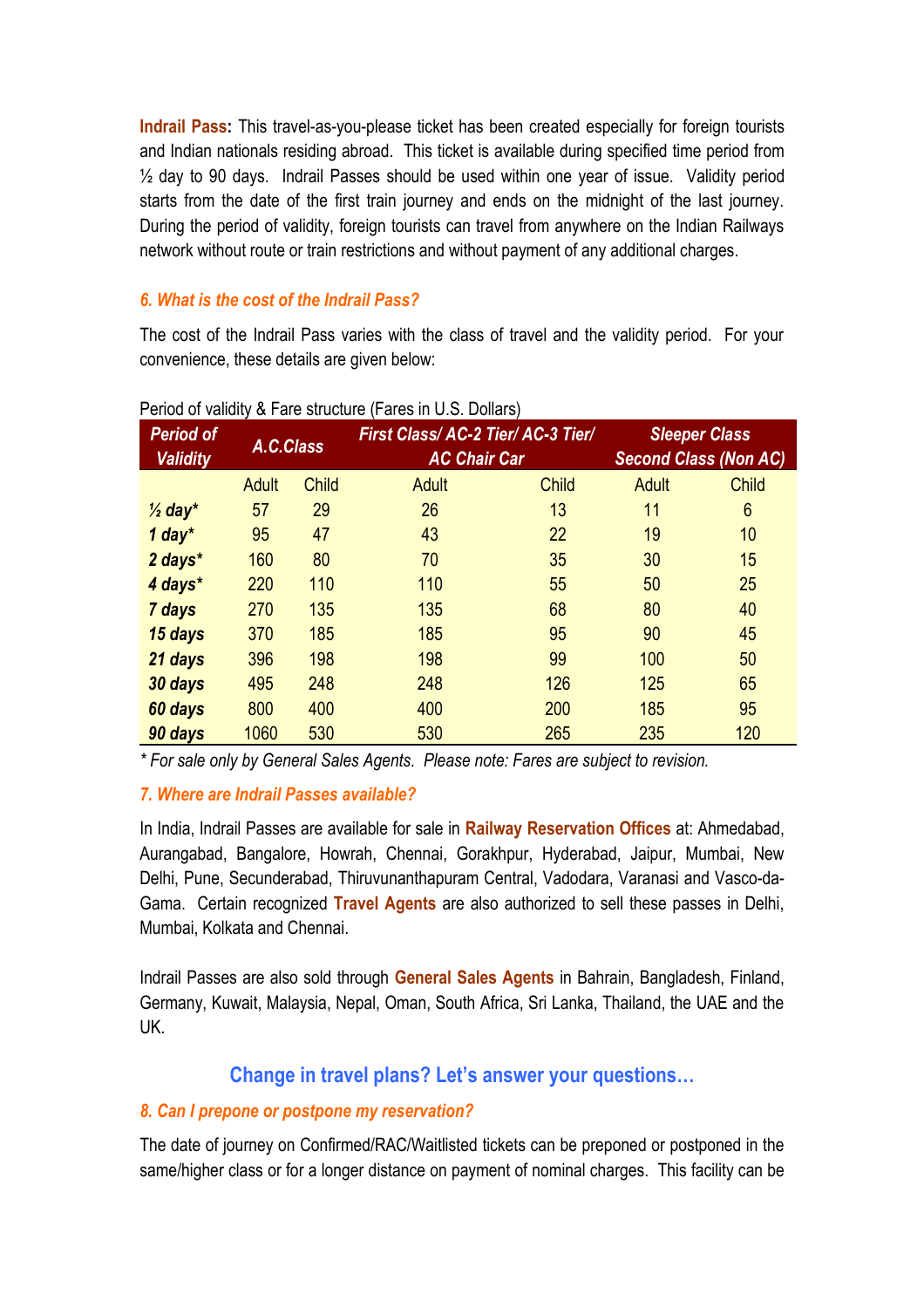**Indrail Pass:** This travel-as-you-please ticket has been created especially for foreign tourists and Indian nationals residing abroad. This ticket is available during specified time period from ½ day to 90 days. Indrail Passes should be used within one year of issue. Validity period starts from the date of the first train journey and ends on the midnight of the last journey. During the period of validity, foreign tourists can travel from anywhere on the Indian Railways network without route or train restrictions and without payment of any additional charges.

### *6. What is the cost of the Indrail Pass?*

The cost of the Indrail Pass varies with the class of travel and the validity period. For your convenience, these details are given below:

Period of validity & Fare structure (Fares in U.S. Dollars)

| *Period of Validity* | *A.C.Class* | | *First Class/ AC-2 Tier/ AC-3 Tier/ AC Chair Car* | | *Sleeper Class Second Class (Non AC)* | |
|---|---|---|---|---|---|---|
| | Adult | Child | Adult | Child | Adult | Child |
| *½ day\** | 57 | 29 | 26 | 13 | 11 | 6 |
| *1 day\** | 95 | 47 | 43 | 22 | 19 | 10 |
| *2 days\** | 160 | 80 | 70 | 35 | 30 | 15 |
| *4 days\** | 220 | 110 | 110 | 55 | 50 | 25 |
| *7 days* | 270 | 135 | 135 | 68 | 80 | 40 |
| *15 days* | 370 | 185 | 185 | 95 | 90 | 45 |
| *21 days* | 396 | 198 | 198 | 99 | 100 | 50 |
| *30 days* | 495 | 248 | 248 | 126 | 125 | 65 |
| *60 days* | 800 | 400 | 400 | 200 | 185 | 95 |
| *90 days* | 1060 | 530 | 530 | 265 | 235 | 120 |

*\* For sale only by General Sales Agents. Please note: Fares are subject to revision.*

### *7. Where are Indrail Passes available?*

In India, Indrail Passes are available for sale in **Railway Reservation Offices** at: Ahmedabad, Aurangabad, Bangalore, Howrah, Chennai, Gorakhpur, Hyderabad, Jaipur, Mumbai, New Delhi, Pune, Secunderabad, Thiruvunanthapuram Central, Vadodara, Varanasi and Vasco-da-Gama. Certain recognized **Travel Agents** are also authorized to sell these passes in Delhi, Mumbai, Kolkata and Chennai.

Indrail Passes are also sold through **General Sales Agents** in Bahrain, Bangladesh, Finland, Germany, Kuwait, Malaysia, Nepal, Oman, South Africa, Sri Lanka, Thailand, the UAE and the UK.

## Change in travel plans? Let's answer your questions…

### *8. Can I prepone or postpone my reservation?*

The date of journey on Confirmed/RAC/Waitlisted tickets can be preponed or postponed in the same/higher class or for a longer distance on payment of nominal charges. This facility can be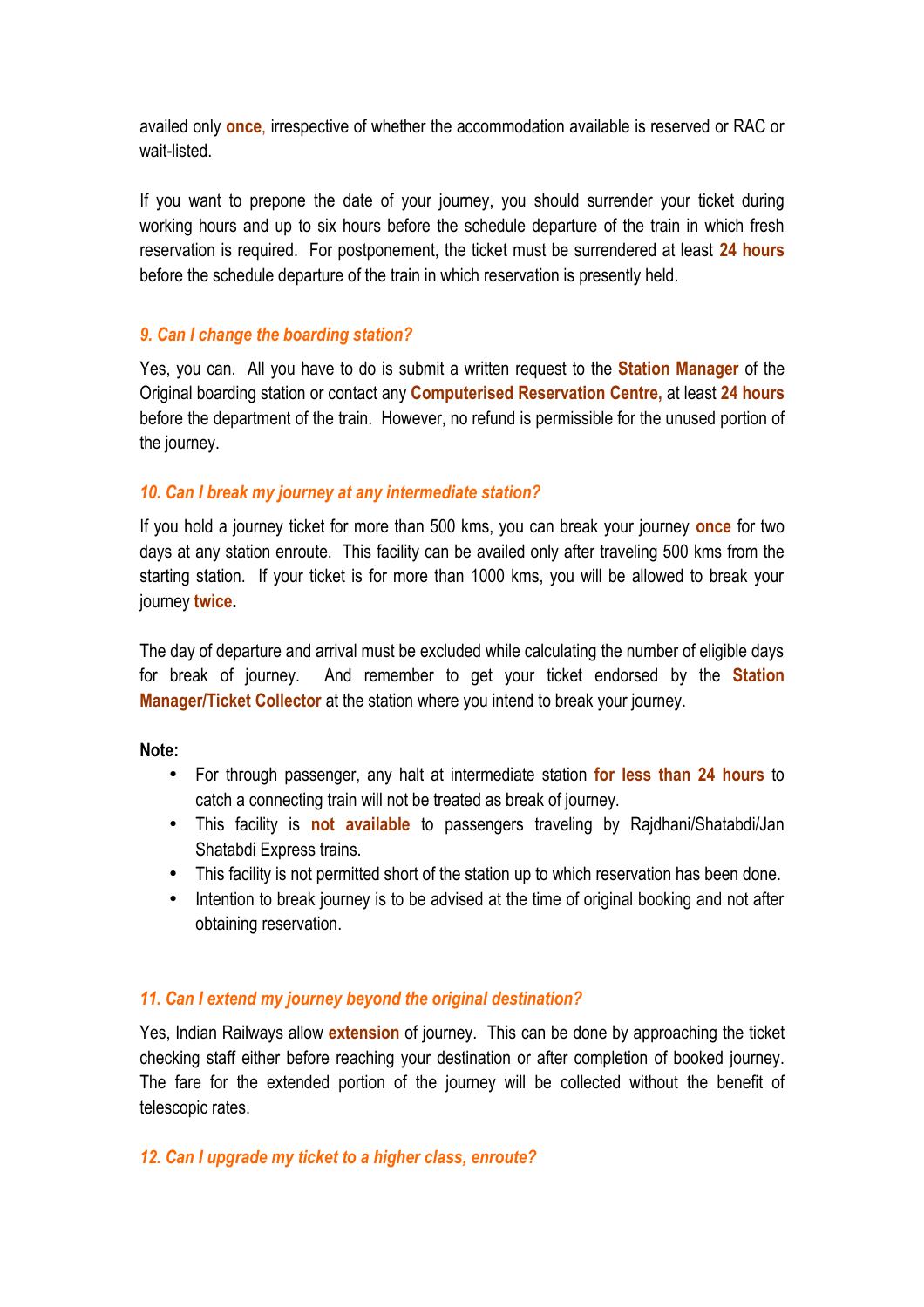availed only **once**, irrespective of whether the accommodation available is reserved or RAC or wait-listed.

If you want to prepone the date of your journey, you should surrender your ticket during working hours and up to six hours before the schedule departure of the train in which fresh reservation is required. For postponement, the ticket must be surrendered at least **24 hours** before the schedule departure of the train in which reservation is presently held.

### *9. Can I change the boarding station?*

Yes, you can. All you have to do is submit a written request to the **Station Manager** of the Original boarding station or contact any **Computerised Reservation Centre,** at least **24 hours** before the department of the train. However, no refund is permissible for the unused portion of the journey.

### *10. Can I break my journey at any intermediate station?*

If you hold a journey ticket for more than 500 kms, you can break your journey **once** for two days at any station enroute. This facility can be availed only after traveling 500 kms from the starting station. If your ticket is for more than 1000 kms, you will be allowed to break your journey **twice.**

The day of departure and arrival must be excluded while calculating the number of eligible days for break of journey. And remember to get your ticket endorsed by the **Station Manager/Ticket Collector** at the station where you intend to break your journey.

**Note:**

- For through passenger, any halt at intermediate station **for less than 24 hours** to catch a connecting train will not be treated as break of journey.
- This facility is **not available** to passengers traveling by Rajdhani/Shatabdi/Jan Shatabdi Express trains.
- This facility is not permitted short of the station up to which reservation has been done.
- Intention to break journey is to be advised at the time of original booking and not after obtaining reservation.

### *11. Can I extend my journey beyond the original destination?*

Yes, Indian Railways allow **extension** of journey. This can be done by approaching the ticket checking staff either before reaching your destination or after completion of booked journey. The fare for the extended portion of the journey will be collected without the benefit of telescopic rates.

### *12. Can I upgrade my ticket to a higher class, enroute?*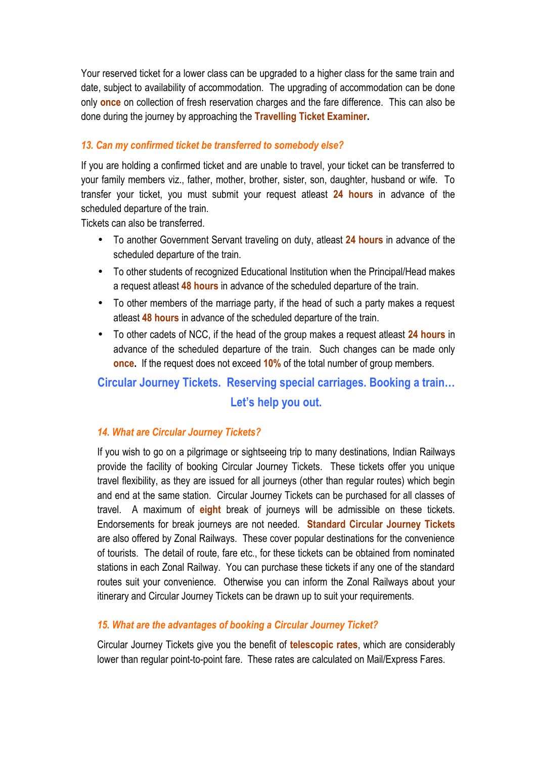Your reserved ticket for a lower class can be upgraded to a higher class for the same train and date, subject to availability of accommodation. The upgrading of accommodation can be done only **once** on collection of fresh reservation charges and the fare difference. This can also be done during the journey by approaching the **Travelling Ticket Examiner.**

### *13. Can my confirmed ticket be transferred to somebody else?*

If you are holding a confirmed ticket and are unable to travel, your ticket can be transferred to your family members viz., father, mother, brother, sister, son, daughter, husband or wife. To transfer your ticket, you must submit your request atleast **24 hours** in advance of the scheduled departure of the train.

Tickets can also be transferred.

- To another Government Servant traveling on duty, atleast **24 hours** in advance of the scheduled departure of the train.
- To other students of recognized Educational Institution when the Principal/Head makes a request atleast **48 hours** in advance of the scheduled departure of the train.
- To other members of the marriage party, if the head of such a party makes a request atleast **48 hours** in advance of the scheduled departure of the train.
- To other cadets of NCC, if the head of the group makes a request atleast **24 hours** in advance of the scheduled departure of the train. Such changes can be made only **once.** If the request does not exceed **10%** of the total number of group members.

## Circular Journey Tickets. Reserving special carriages. Booking a train… Let's help you out.

### *14. What are Circular Journey Tickets?*

If you wish to go on a pilgrimage or sightseeing trip to many destinations, Indian Railways provide the facility of booking Circular Journey Tickets. These tickets offer you unique travel flexibility, as they are issued for all journeys (other than regular routes) which begin and end at the same station. Circular Journey Tickets can be purchased for all classes of travel. A maximum of **eight** break of journeys will be admissible on these tickets. Endorsements for break journeys are not needed. **Standard Circular Journey Tickets** are also offered by Zonal Railways. These cover popular destinations for the convenience of tourists. The detail of route, fare etc., for these tickets can be obtained from nominated stations in each Zonal Railway. You can purchase these tickets if any one of the standard routes suit your convenience. Otherwise you can inform the Zonal Railways about your itinerary and Circular Journey Tickets can be drawn up to suit your requirements.

### *15. What are the advantages of booking a Circular Journey Ticket?*

Circular Journey Tickets give you the benefit of **telescopic rates**, which are considerably lower than regular point-to-point fare. These rates are calculated on Mail/Express Fares.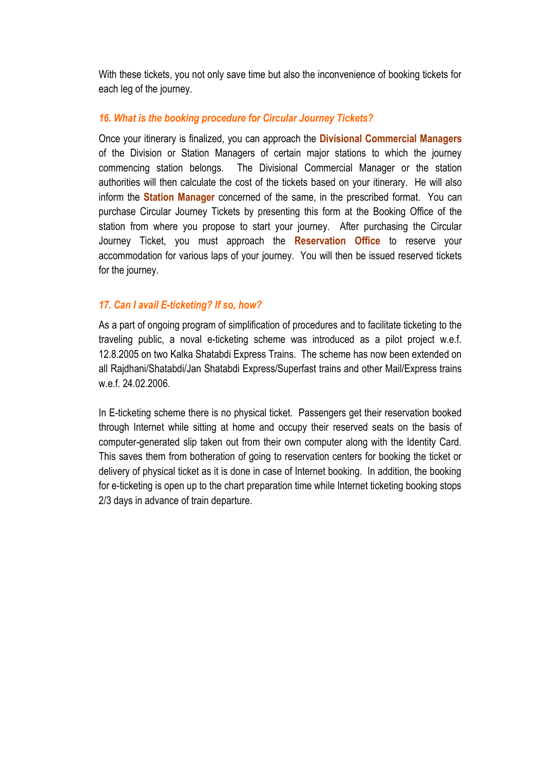With these tickets, you not only save time but also the inconvenience of booking tickets for each leg of the journey.

### *16. What is the booking procedure for Circular Journey Tickets?*

Once your itinerary is finalized, you can approach the **Divisional Commercial Managers** of the Division or Station Managers of certain major stations to which the journey commencing station belongs. The Divisional Commercial Manager or the station authorities will then calculate the cost of the tickets based on your itinerary. He will also inform the **Station Manager** concerned of the same, in the prescribed format. You can purchase Circular Journey Tickets by presenting this form at the Booking Office of the station from where you propose to start your journey. After purchasing the Circular Journey Ticket, you must approach the **Reservation Office** to reserve your accommodation for various laps of your journey. You will then be issued reserved tickets for the journey.

### *17. Can I avail E-ticketing? If so, how?*

As a part of ongoing program of simplification of procedures and to facilitate ticketing to the traveling public, a noval e-ticketing scheme was introduced as a pilot project w.e.f. 12.8.2005 on two Kalka Shatabdi Express Trains. The scheme has now been extended on all Rajdhani/Shatabdi/Jan Shatabdi Express/Superfast trains and other Mail/Express trains w.e.f. 24.02.2006.

In E-ticketing scheme there is no physical ticket. Passengers get their reservation booked through Internet while sitting at home and occupy their reserved seats on the basis of computer-generated slip taken out from their own computer along with the Identity Card. This saves them from botheration of going to reservation centers for booking the ticket or delivery of physical ticket as it is done in case of Internet booking. In addition, the booking for e-ticketing is open up to the chart preparation time while Internet ticketing booking stops 2/3 days in advance of train departure.